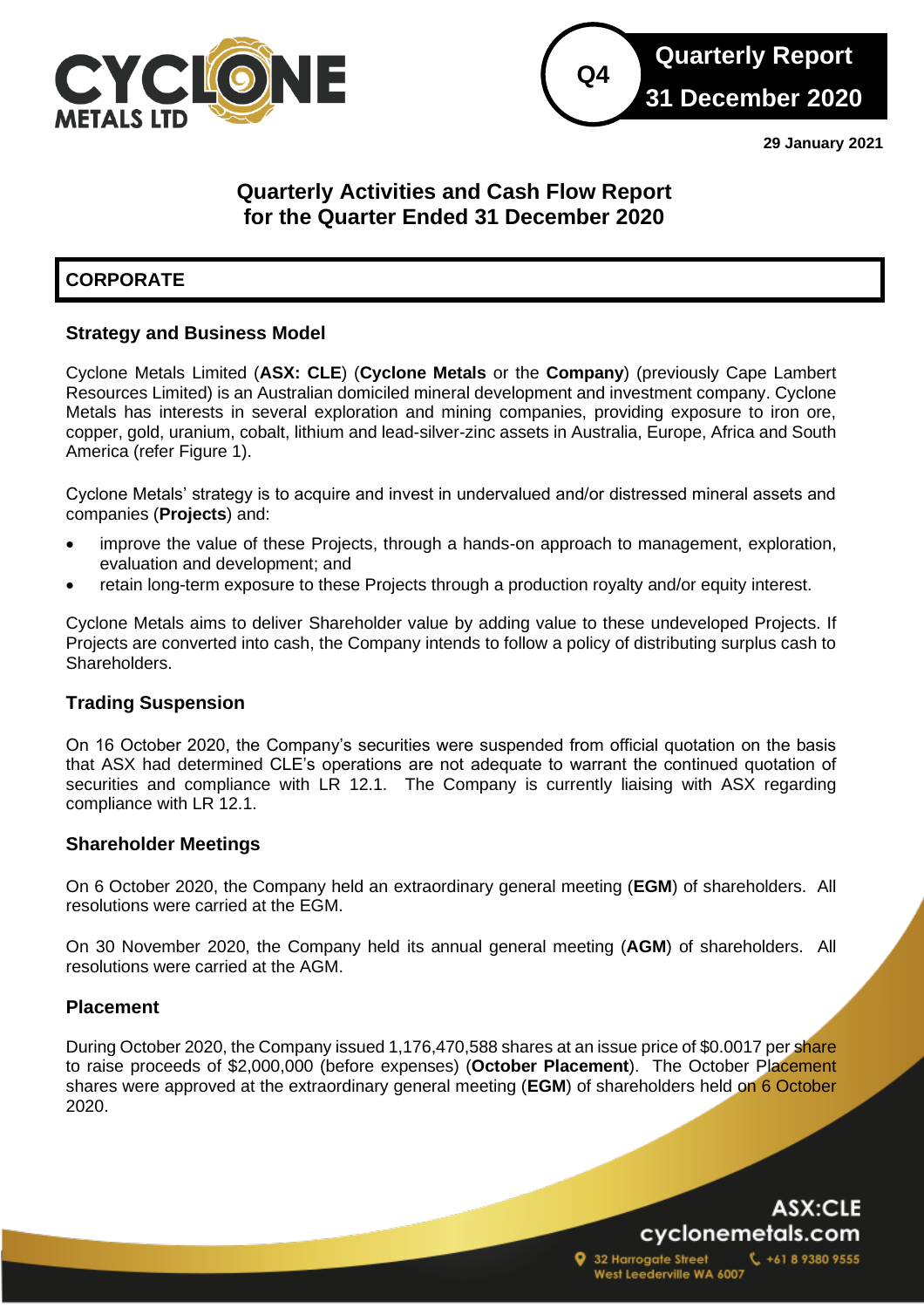Quarterly Report
31 December 2020

29 January 2021

# Quarterly Activities and Cash Flow Report for the Quarter Ended 31 December 2020

## CORPORATE

### Strategy and Business Model

Cyclone Metals Limited (**ASX: CLE**) (**Cyclone Metals** or the **Company**) (previously Cape Lambert Resources Limited) is an Australian domiciled mineral development and investment company. Cyclone Metals has interests in several exploration and mining companies, providing exposure to iron ore, copper, gold, uranium, cobalt, lithium and lead-silver-zinc assets in Australia, Europe, Africa and South America (refer Figure 1).

Cyclone Metals' strategy is to acquire and invest in undervalued and/or distressed mineral assets and companies (**Projects**) and:

- improve the value of these Projects, through a hands-on approach to management, exploration, evaluation and development; and
- retain long-term exposure to these Projects through a production royalty and/or equity interest.

Cyclone Metals aims to deliver Shareholder value by adding value to these undeveloped Projects. If Projects are converted into cash, the Company intends to follow a policy of distributing surplus cash to Shareholders.

### Trading Suspension

On 16 October 2020, the Company's securities were suspended from official quotation on the basis that ASX had determined CLE's operations are not adequate to warrant the continued quotation of securities and compliance with LR 12.1. The Company is currently liaising with ASX regarding compliance with LR 12.1.

### Shareholder Meetings

On 6 October 2020, the Company held an extraordinary general meeting (**EGM**) of shareholders. All resolutions were carried at the EGM.

On 30 November 2020, the Company held its annual general meeting (**AGM**) of shareholders. All resolutions were carried at the AGM.

### Placement

During October 2020, the Company issued 1,176,470,588 shares at an issue price of $0.0017 per share to raise proceeds of $2,000,000 (before expenses) (**October Placement**). The October Placement shares were approved at the extraordinary general meeting (**EGM**) of shareholders held on 6 October 2020.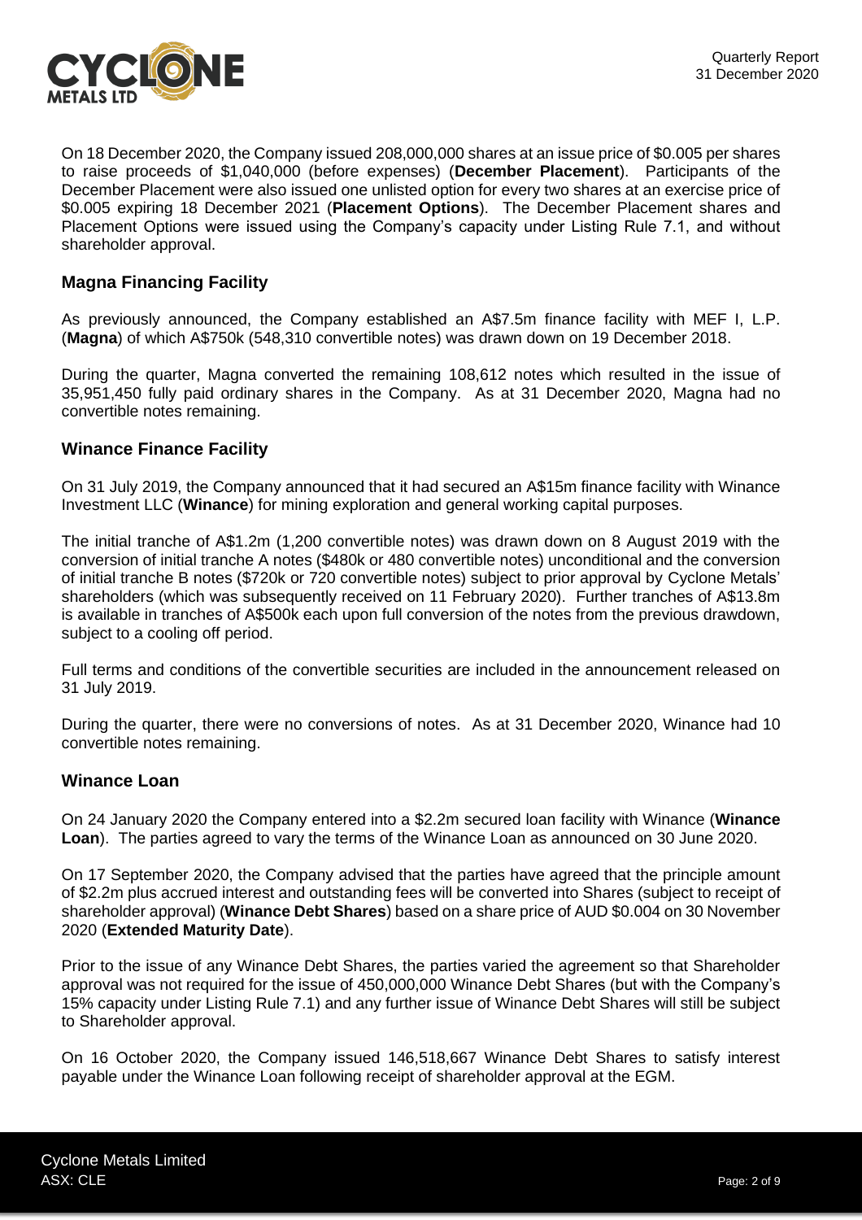On 18 December 2020, the Company issued 208,000,000 shares at an issue price of $0.005 per shares to raise proceeds of $1,040,000 (before expenses) (**December Placement**). Participants of the December Placement were also issued one unlisted option for every two shares at an exercise price of $0.005 expiring 18 December 2021 (**Placement Options**). The December Placement shares and Placement Options were issued using the Company's capacity under Listing Rule 7.1, and without shareholder approval.

## Magna Financing Facility

As previously announced, the Company established an A$7.5m finance facility with MEF I, L.P. (**Magna**) of which A$750k (548,310 convertible notes) was drawn down on 19 December 2018.

During the quarter, Magna converted the remaining 108,612 notes which resulted in the issue of 35,951,450 fully paid ordinary shares in the Company. As at 31 December 2020, Magna had no convertible notes remaining.

## Winance Finance Facility

On 31 July 2019, the Company announced that it had secured an A$15m finance facility with Winance Investment LLC (**Winance**) for mining exploration and general working capital purposes.

The initial tranche of A$1.2m (1,200 convertible notes) was drawn down on 8 August 2019 with the conversion of initial tranche A notes ($480k or 480 convertible notes) unconditional and the conversion of initial tranche B notes ($720k or 720 convertible notes) subject to prior approval by Cyclone Metals' shareholders (which was subsequently received on 11 February 2020). Further tranches of A$13.8m is available in tranches of A$500k each upon full conversion of the notes from the previous drawdown, subject to a cooling off period.

Full terms and conditions of the convertible securities are included in the announcement released on 31 July 2019.

During the quarter, there were no conversions of notes. As at 31 December 2020, Winance had 10 convertible notes remaining.

## Winance Loan

On 24 January 2020 the Company entered into a $2.2m secured loan facility with Winance (**Winance Loan**). The parties agreed to vary the terms of the Winance Loan as announced on 30 June 2020.

On 17 September 2020, the Company advised that the parties have agreed that the principle amount of $2.2m plus accrued interest and outstanding fees will be converted into Shares (subject to receipt of shareholder approval) (**Winance Debt Shares**) based on a share price of AUD $0.004 on 30 November 2020 (**Extended Maturity Date**).

Prior to the issue of any Winance Debt Shares, the parties varied the agreement so that Shareholder approval was not required for the issue of 450,000,000 Winance Debt Shares (but with the Company's 15% capacity under Listing Rule 7.1) and any further issue of Winance Debt Shares will still be subject to Shareholder approval.

On 16 October 2020, the Company issued 146,518,667 Winance Debt Shares to satisfy interest payable under the Winance Loan following receipt of shareholder approval at the EGM.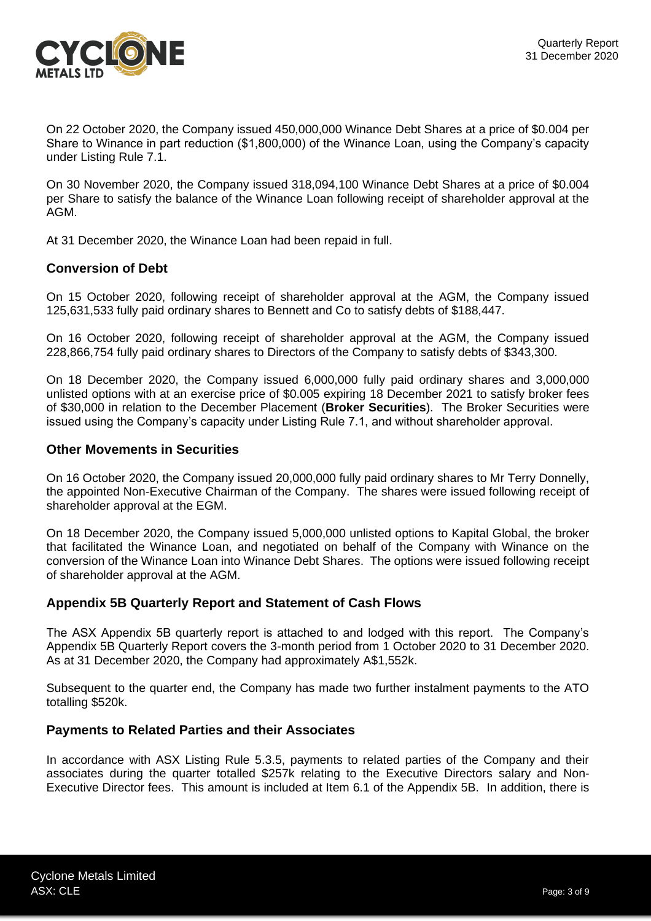On 22 October 2020, the Company issued 450,000,000 Winance Debt Shares at a price of $0.004 per Share to Winance in part reduction ($1,800,000) of the Winance Loan, using the Company's capacity under Listing Rule 7.1.

On 30 November 2020, the Company issued 318,094,100 Winance Debt Shares at a price of $0.004 per Share to satisfy the balance of the Winance Loan following receipt of shareholder approval at the AGM.

At 31 December 2020, the Winance Loan had been repaid in full.

### Conversion of Debt

On 15 October 2020, following receipt of shareholder approval at the AGM, the Company issued 125,631,533 fully paid ordinary shares to Bennett and Co to satisfy debts of $188,447.

On 16 October 2020, following receipt of shareholder approval at the AGM, the Company issued 228,866,754 fully paid ordinary shares to Directors of the Company to satisfy debts of $343,300.

On 18 December 2020, the Company issued 6,000,000 fully paid ordinary shares and 3,000,000 unlisted options with at an exercise price of $0.005 expiring 18 December 2021 to satisfy broker fees of $30,000 in relation to the December Placement (**Broker Securities**). The Broker Securities were issued using the Company's capacity under Listing Rule 7.1, and without shareholder approval.

### Other Movements in Securities

On 16 October 2020, the Company issued 20,000,000 fully paid ordinary shares to Mr Terry Donnelly, the appointed Non-Executive Chairman of the Company. The shares were issued following receipt of shareholder approval at the EGM.

On 18 December 2020, the Company issued 5,000,000 unlisted options to Kapital Global, the broker that facilitated the Winance Loan, and negotiated on behalf of the Company with Winance on the conversion of the Winance Loan into Winance Debt Shares. The options were issued following receipt of shareholder approval at the AGM.

### Appendix 5B Quarterly Report and Statement of Cash Flows

The ASX Appendix 5B quarterly report is attached to and lodged with this report. The Company's Appendix 5B Quarterly Report covers the 3-month period from 1 October 2020 to 31 December 2020. As at 31 December 2020, the Company had approximately A$1,552k.

Subsequent to the quarter end, the Company has made two further instalment payments to the ATO totalling $520k.

### Payments to Related Parties and their Associates

In accordance with ASX Listing Rule 5.3.5, payments to related parties of the Company and their associates during the quarter totalled $257k relating to the Executive Directors salary and Non-Executive Director fees. This amount is included at Item 6.1 of the Appendix 5B. In addition, there is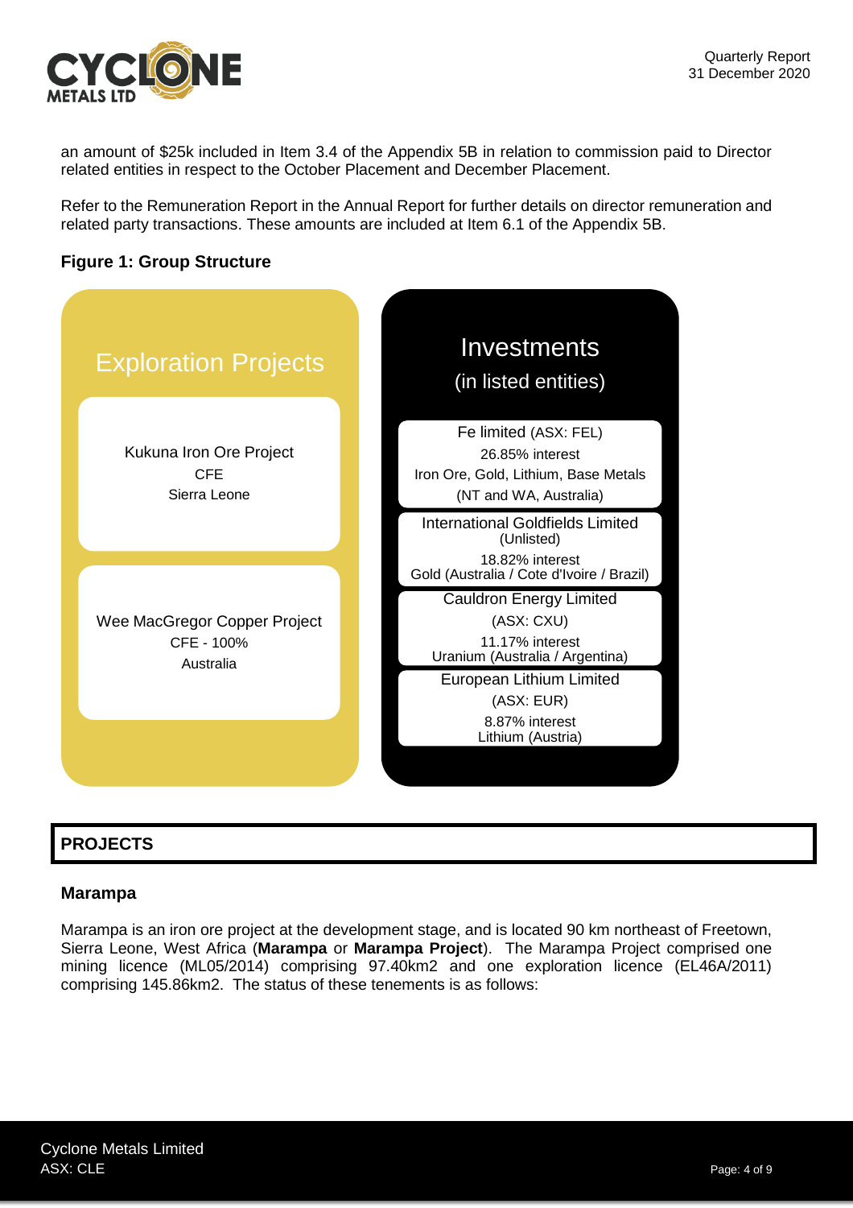an amount of $25k included in Item 3.4 of the Appendix 5B in relation to commission paid to Director related entities in respect to the October Placement and December Placement.

Refer to the Remuneration Report in the Annual Report for further details on director remuneration and related party transactions. These amounts are included at Item 6.1 of the Appendix 5B.

**Figure 1: Group Structure**

**Exploration Projects**

- Kukuna Iron Ore Project
  CFE
  Sierra Leone
- Wee MacGregor Copper Project
  CFE - 100%
  Australia

**Investments (in listed entities)**

- Fe limited (ASX: FEL)
  26.85% interest
  Iron Ore, Gold, Lithium, Base Metals
  (NT and WA, Australia)
- International Goldfields Limited (Unlisted)
  18.82% interest
  Gold (Australia / Cote d'Ivoire / Brazil)
- Cauldron Energy Limited
  (ASX: CXU)
  11.17% interest
  Uranium (Australia / Argentina)
- European Lithium Limited
  (ASX: EUR)
  8.87% interest
  Lithium (Austria)

## PROJECTS

### Marampa

Marampa is an iron ore project at the development stage, and is located 90 km northeast of Freetown, Sierra Leone, West Africa (**Marampa** or **Marampa Project**). The Marampa Project comprised one mining licence (ML05/2014) comprising 97.40km2 and one exploration licence (EL46A/2011) comprising 145.86km2. The status of these tenements is as follows: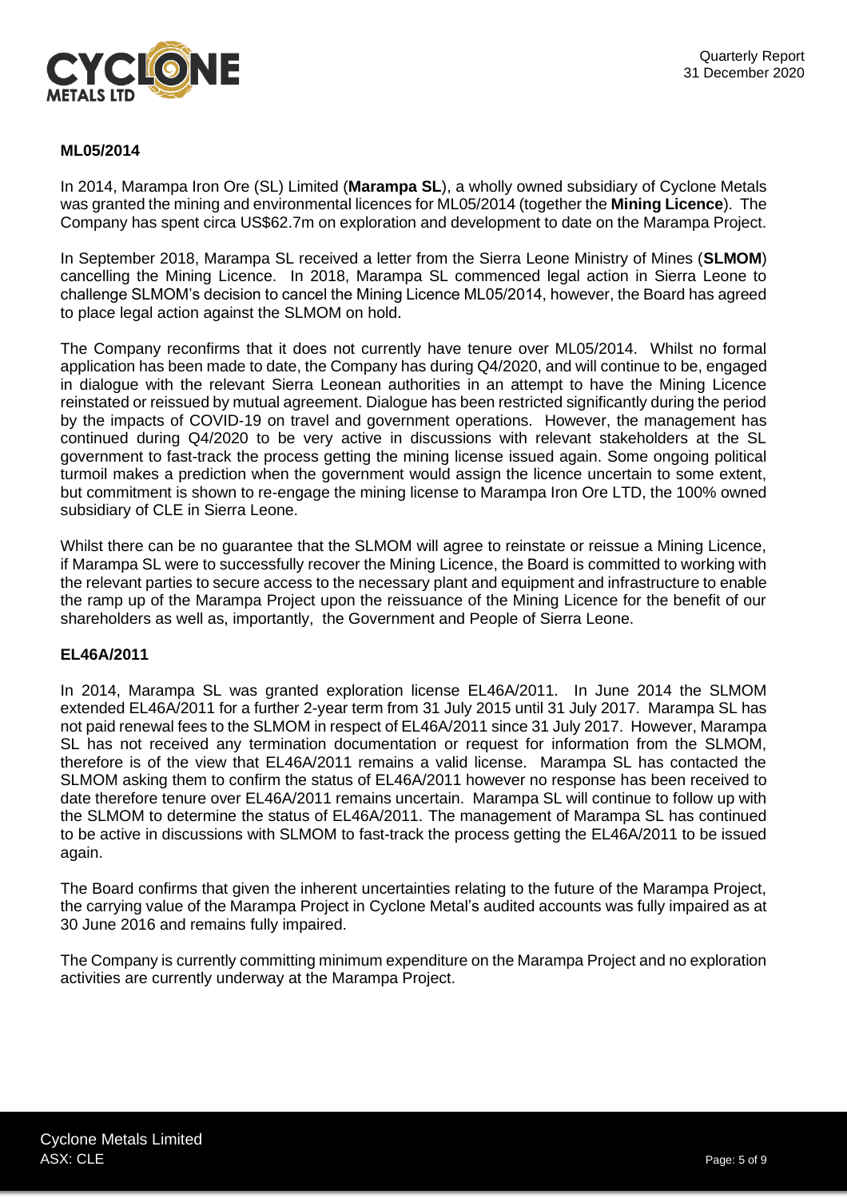**ML05/2014**

In 2014, Marampa Iron Ore (SL) Limited (**Marampa SL**), a wholly owned subsidiary of Cyclone Metals was granted the mining and environmental licences for ML05/2014 (together the **Mining Licence**). The Company has spent circa US$62.7m on exploration and development to date on the Marampa Project.

In September 2018, Marampa SL received a letter from the Sierra Leone Ministry of Mines (**SLMOM**) cancelling the Mining Licence. In 2018, Marampa SL commenced legal action in Sierra Leone to challenge SLMOM's decision to cancel the Mining Licence ML05/2014, however, the Board has agreed to place legal action against the SLMOM on hold.

The Company reconfirms that it does not currently have tenure over ML05/2014. Whilst no formal application has been made to date, the Company has during Q4/2020, and will continue to be, engaged in dialogue with the relevant Sierra Leonean authorities in an attempt to have the Mining Licence reinstated or reissued by mutual agreement. Dialogue has been restricted significantly during the period by the impacts of COVID-19 on travel and government operations. However, the management has continued during Q4/2020 to be very active in discussions with relevant stakeholders at the SL government to fast-track the process getting the mining license issued again. Some ongoing political turmoil makes a prediction when the government would assign the licence uncertain to some extent, but commitment is shown to re-engage the mining license to Marampa Iron Ore LTD, the 100% owned subsidiary of CLE in Sierra Leone.

Whilst there can be no guarantee that the SLMOM will agree to reinstate or reissue a Mining Licence, if Marampa SL were to successfully recover the Mining Licence, the Board is committed to working with the relevant parties to secure access to the necessary plant and equipment and infrastructure to enable the ramp up of the Marampa Project upon the reissuance of the Mining Licence for the benefit of our shareholders as well as, importantly, the Government and People of Sierra Leone.

**EL46A/2011**

In 2014, Marampa SL was granted exploration license EL46A/2011. In June 2014 the SLMOM extended EL46A/2011 for a further 2-year term from 31 July 2015 until 31 July 2017. Marampa SL has not paid renewal fees to the SLMOM in respect of EL46A/2011 since 31 July 2017. However, Marampa SL has not received any termination documentation or request for information from the SLMOM, therefore is of the view that EL46A/2011 remains a valid license. Marampa SL has contacted the SLMOM asking them to confirm the status of EL46A/2011 however no response has been received to date therefore tenure over EL46A/2011 remains uncertain. Marampa SL will continue to follow up with the SLMOM to determine the status of EL46A/2011. The management of Marampa SL has continued to be active in discussions with SLMOM to fast-track the process getting the EL46A/2011 to be issued again.

The Board confirms that given the inherent uncertainties relating to the future of the Marampa Project, the carrying value of the Marampa Project in Cyclone Metal's audited accounts was fully impaired as at 30 June 2016 and remains fully impaired.

The Company is currently committing minimum expenditure on the Marampa Project and no exploration activities are currently underway at the Marampa Project.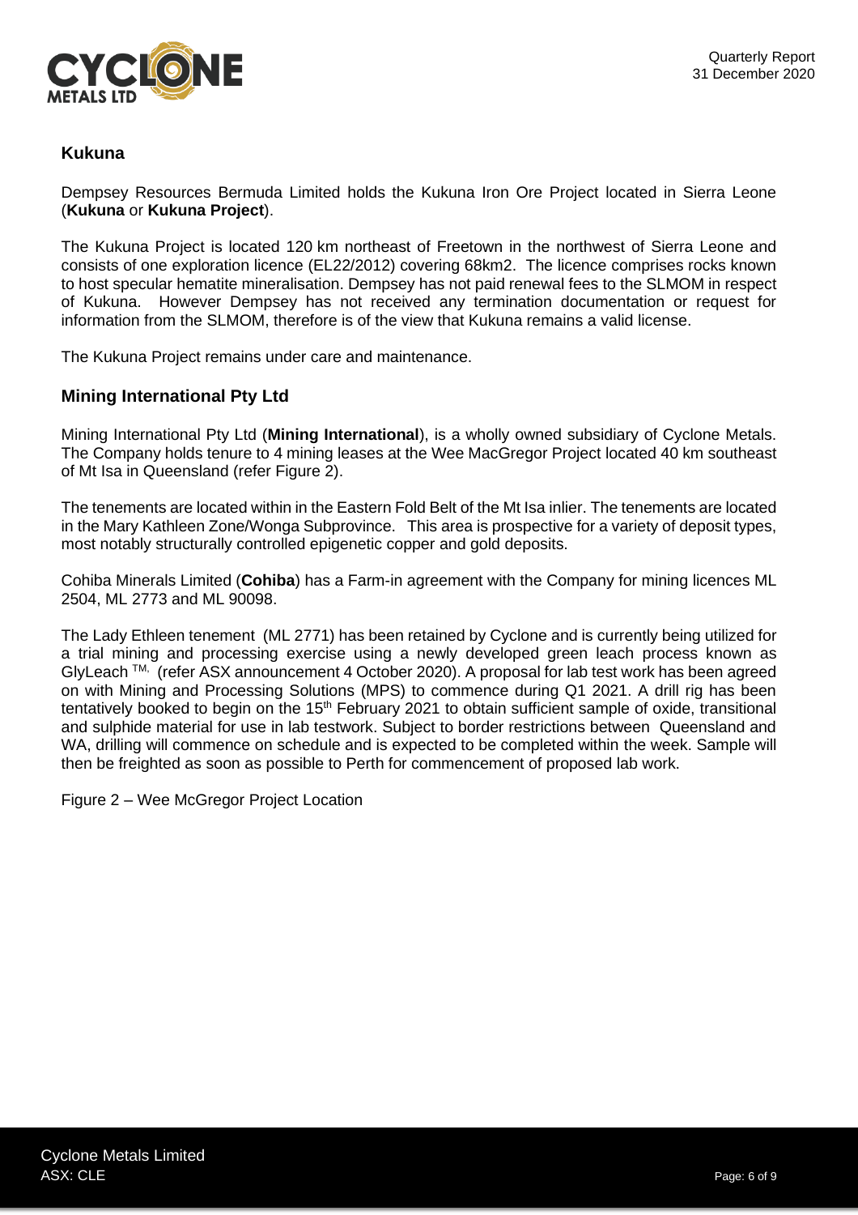## Kukuna

Dempsey Resources Bermuda Limited holds the Kukuna Iron Ore Project located in Sierra Leone (**Kukuna** or **Kukuna Project**).

The Kukuna Project is located 120 km northeast of Freetown in the northwest of Sierra Leone and consists of one exploration licence (EL22/2012) covering 68km2. The licence comprises rocks known to host specular hematite mineralisation. Dempsey has not paid renewal fees to the SLMOM in respect of Kukuna. However Dempsey has not received any termination documentation or request for information from the SLMOM, therefore is of the view that Kukuna remains a valid license.

The Kukuna Project remains under care and maintenance.

## Mining International Pty Ltd

Mining International Pty Ltd (**Mining International**), is a wholly owned subsidiary of Cyclone Metals. The Company holds tenure to 4 mining leases at the Wee MacGregor Project located 40 km southeast of Mt Isa in Queensland (refer Figure 2).

The tenements are located within in the Eastern Fold Belt of the Mt Isa inlier. The tenements are located in the Mary Kathleen Zone/Wonga Subprovince. This area is prospective for a variety of deposit types, most notably structurally controlled epigenetic copper and gold deposits.

Cohiba Minerals Limited (**Cohiba**) has a Farm-in agreement with the Company for mining licences ML 2504, ML 2773 and ML 90098.

The Lady Ethleen tenement (ML 2771) has been retained by Cyclone and is currently being utilized for a trial mining and processing exercise using a newly developed green leach process known as GlyLeach TM, (refer ASX announcement 4 October 2020). A proposal for lab test work has been agreed on with Mining and Processing Solutions (MPS) to commence during Q1 2021. A drill rig has been tentatively booked to begin on the 15th February 2021 to obtain sufficient sample of oxide, transitional and sulphide material for use in lab testwork. Subject to border restrictions between Queensland and WA, drilling will commence on schedule and is expected to be completed within the week. Sample will then be freighted as soon as possible to Perth for commencement of proposed lab work.

Figure 2 – Wee McGregor Project Location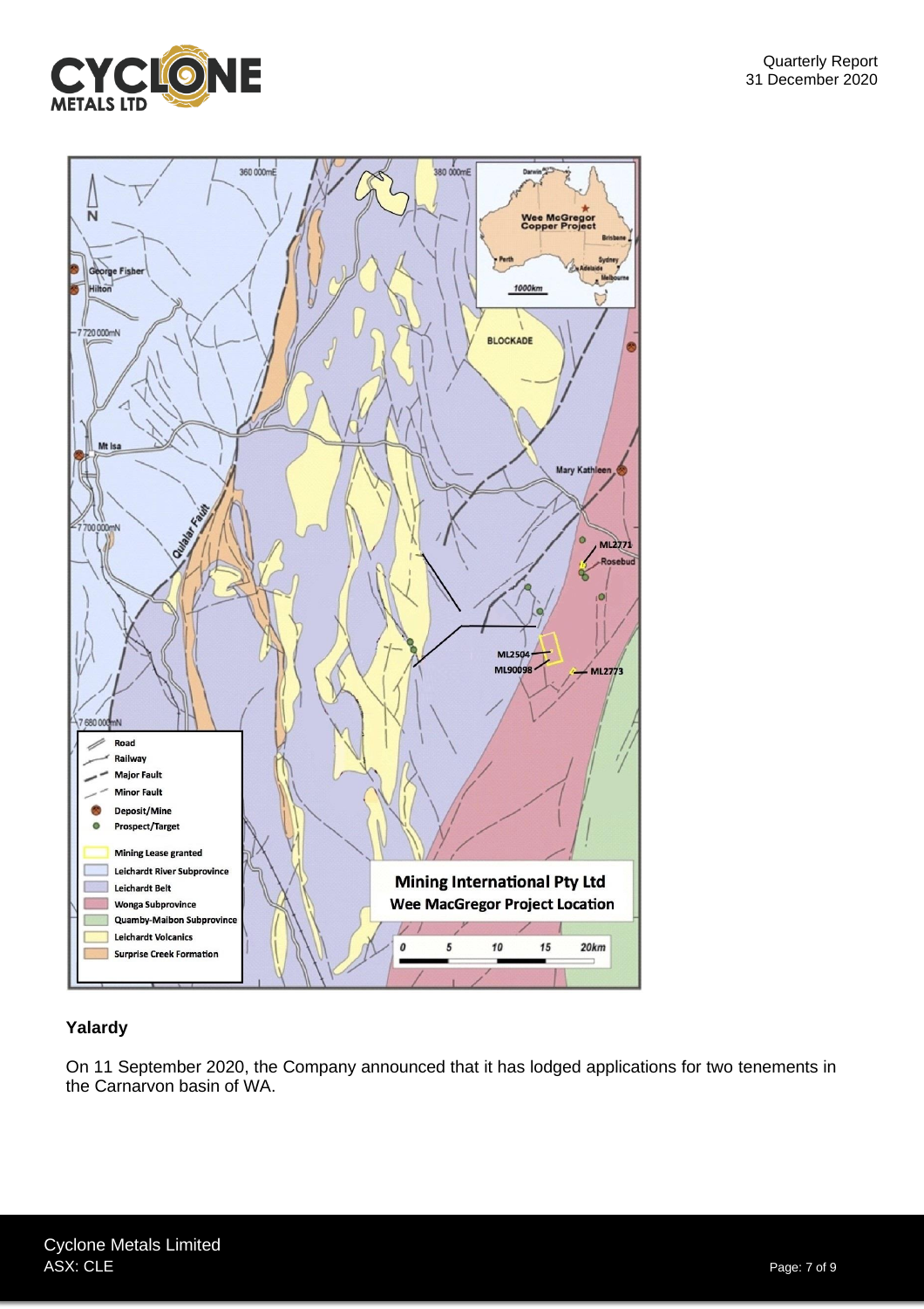## Yalardy

On 11 September 2020, the Company announced that it has lodged applications for two tenements in the Carnarvon basin of WA.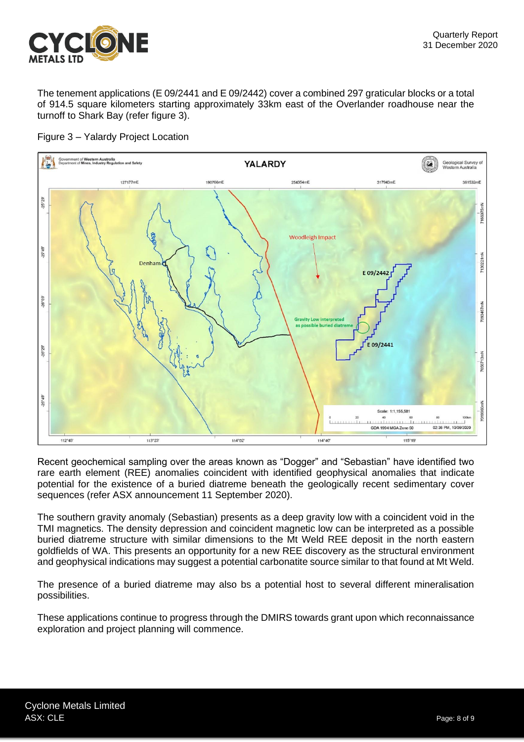The tenement applications (E 09/2441 and E 09/2442) cover a combined 297 graticular blocks or a total of 914.5 square kilometers starting approximately 33km east of the Overlander roadhouse near the turnoff to Shark Bay (refer figure 3).

Figure 3 – Yalardy Project Location

Recent geochemical sampling over the areas known as "Dogger" and "Sebastian" have identified two rare earth element (REE) anomalies coincident with identified geophysical anomalies that indicate potential for the existence of a buried diatreme beneath the geologically recent sedimentary cover sequences (refer ASX announcement 11 September 2020).

The southern gravity anomaly (Sebastian) presents as a deep gravity low with a coincident void in the TMI magnetics. The density depression and coincident magnetic low can be interpreted as a possible buried diatreme structure with similar dimensions to the Mt Weld REE deposit in the north eastern goldfields of WA. This presents an opportunity for a new REE discovery as the structural environment and geophysical indications may suggest a potential carbonatite source similar to that found at Mt Weld.

The presence of a buried diatreme may also bs a potential host to several different mineralisation possibilities.

These applications continue to progress through the DMIRS towards grant upon which reconnaissance exploration and project planning will commence.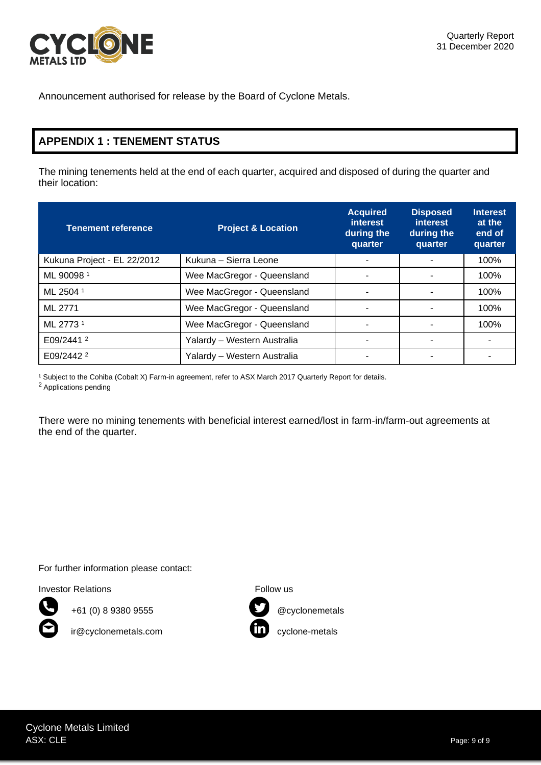Announcement authorised for release by the Board of Cyclone Metals.

## APPENDIX 1 : TENEMENT STATUS

The mining tenements held at the end of each quarter, acquired and disposed of during the quarter and their location:

| Tenement reference | Project & Location | Acquired interest during the quarter | Disposed interest during the quarter | Interest at the end of quarter |
|---|---|---|---|---|
| Kukuna Project - EL 22/2012 | Kukuna – Sierra Leone | - | - | 100% |
| ML 90098 [1] | Wee MacGregor - Queensland | - | - | 100% |
| ML 2504 [1] | Wee MacGregor - Queensland | - | - | 100% |
| ML 2771 | Wee MacGregor - Queensland | - | - | 100% |
| ML 2773 [1] | Wee MacGregor - Queensland | - | - | 100% |
| E09/2441 [2] | Yalardy – Western Australia | - | - | - |
| E09/2442 [2] | Yalardy – Western Australia | - | - | - |

[1] Subject to the Cohiba (Cobalt X) Farm-in agreement, refer to ASX March 2017 Quarterly Report for details.
[2] Applications pending

There were no mining tenements with beneficial interest earned/lost in farm-in/farm-out agreements at the end of the quarter.

For further information please contact:

Investor Relations

+61 (0) 8 9380 9555

ir@cyclonemetals.com

Follow us

@cyclonemetals

cyclone-metals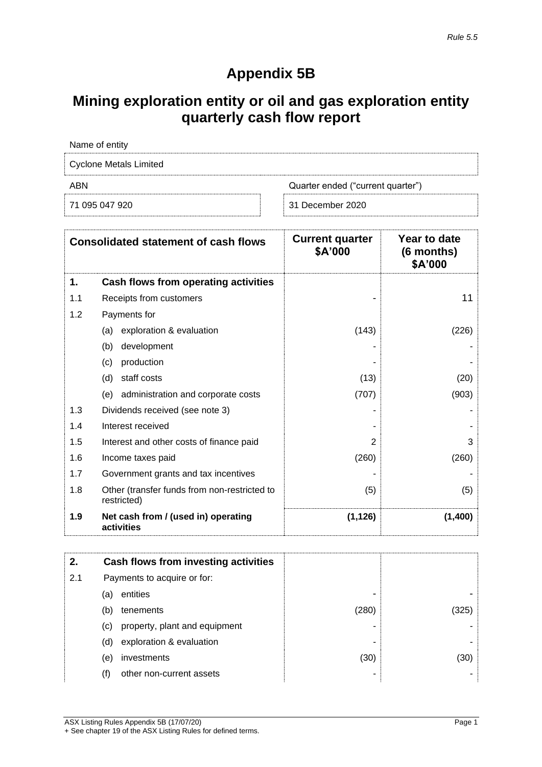*Rule 5.5*

# Appendix 5B

## Mining exploration entity or oil and gas exploration entity quarterly cash flow report

| Name of entity | |
|---|---|
| Cyclone Metals Limited | |

| ABN | Quarter ended ("current quarter") |
|---|---|
| 71 095 047 920 | 31 December 2020 |

| | Consolidated statement of cash flows | Current quarter $A'000 | Year to date (6 months) $A'000 |
|---|---|---|---|
| **1.** | **Cash flows from operating activities** | | |
| 1.1 | Receipts from customers | - | 11 |
| 1.2 | Payments for | | |
| | (a) exploration & evaluation | (143) | (226) |
| | (b) development | - | - |
| | (c) production | - | - |
| | (d) staff costs | (13) | (20) |
| | (e) administration and corporate costs | (707) | (903) |
| 1.3 | Dividends received (see note 3) | - | - |
| 1.4 | Interest received | - | - |
| 1.5 | Interest and other costs of finance paid | 2 | 3 |
| 1.6 | Income taxes paid | (260) | (260) |
| 1.7 | Government grants and tax incentives | - | - |
| 1.8 | Other (transfer funds from non-restricted to restricted) | (5) | (5) |
| **1.9** | **Net cash from / (used in) operating activities** | **(1,126)** | **(1,400)** |

| | | | |
|---|---|---|---|
| **2.** | **Cash flows from investing activities** | | |
| 2.1 | Payments to acquire or for: | | |
| | (a) entities | - | - |
| | (b) tenements | (280) | (325) |
| | (c) property, plant and equipment | - | - |
| | (d) exploration & evaluation | - | - |
| | (e) investments | (30) | (30) |
| | (f) other non-current assets | - | - |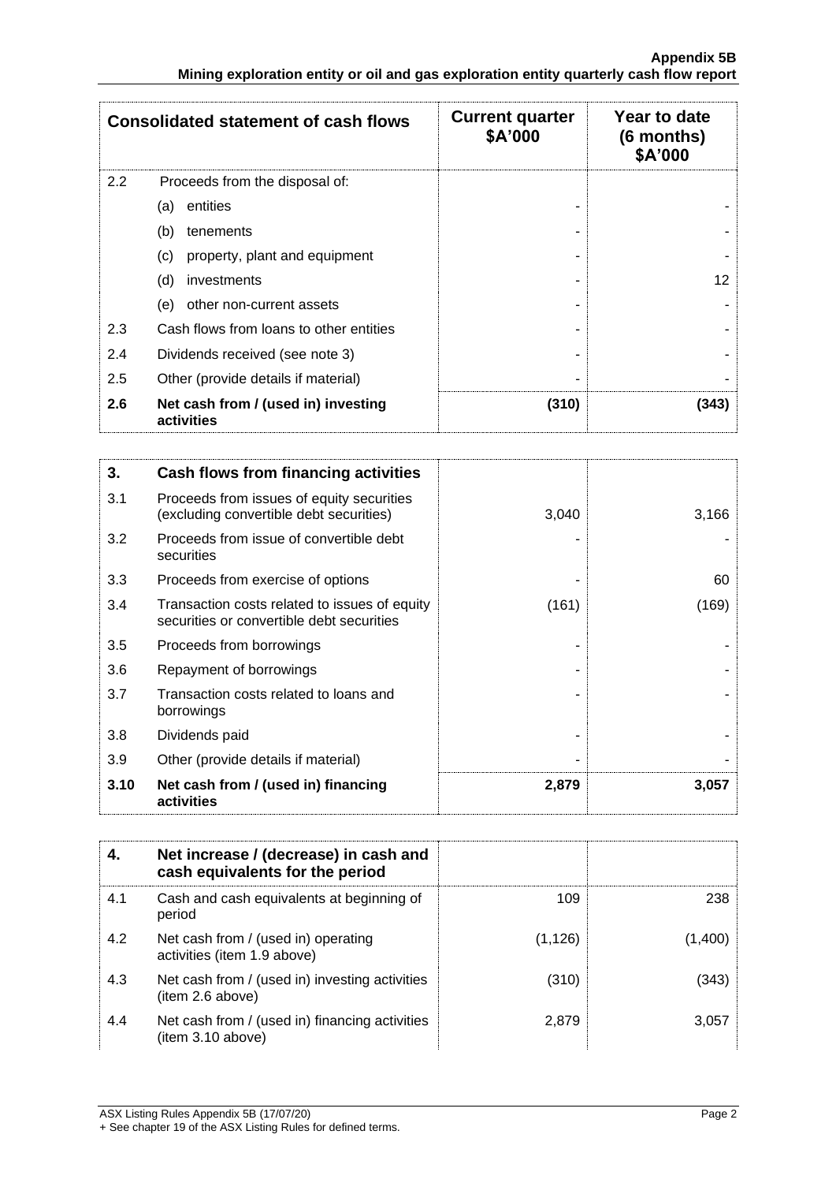| Consolidated statement of cash flows | | Current quarter $A'000 | Year to date (6 months) $A'000 |
|---|---|---|---|
| 2.2 | Proceeds from the disposal of: | | |
| | (a) entities | - | - |
| | (b) tenements | - | - |
| | (c) property, plant and equipment | - | - |
| | (d) investments | - | 12 |
| | (e) other non-current assets | - | - |
| 2.3 | Cash flows from loans to other entities | - | - |
| 2.4 | Dividends received (see note 3) | - | - |
| 2.5 | Other (provide details if material) | - | - |
| **2.6** | **Net cash from / (used in) investing activities** | **(310)** | **(343)** |

| **3.** | **Cash flows from financing activities** | | |
|---|---|---|---|
| 3.1 | Proceeds from issues of equity securities (excluding convertible debt securities) | 3,040 | 3,166 |
| 3.2 | Proceeds from issue of convertible debt securities | - | - |
| 3.3 | Proceeds from exercise of options | - | 60 |
| 3.4 | Transaction costs related to issues of equity securities or convertible debt securities | (161) | (169) |
| 3.5 | Proceeds from borrowings | - | - |
| 3.6 | Repayment of borrowings | - | - |
| 3.7 | Transaction costs related to loans and borrowings | - | - |
| 3.8 | Dividends paid | - | - |
| 3.9 | Other (provide details if material) | - | - |
| **3.10** | **Net cash from / (used in) financing activities** | **2,879** | **3,057** |

| **4.** | **Net increase / (decrease) in cash and cash equivalents for the period** | | |
|---|---|---|---|
| 4.1 | Cash and cash equivalents at beginning of period | 109 | 238 |
| 4.2 | Net cash from / (used in) operating activities (item 1.9 above) | (1,126) | (1,400) |
| 4.3 | Net cash from / (used in) investing activities (item 2.6 above) | (310) | (343) |
| 4.4 | Net cash from / (used in) financing activities (item 3.10 above) | 2,879 | 3,057 |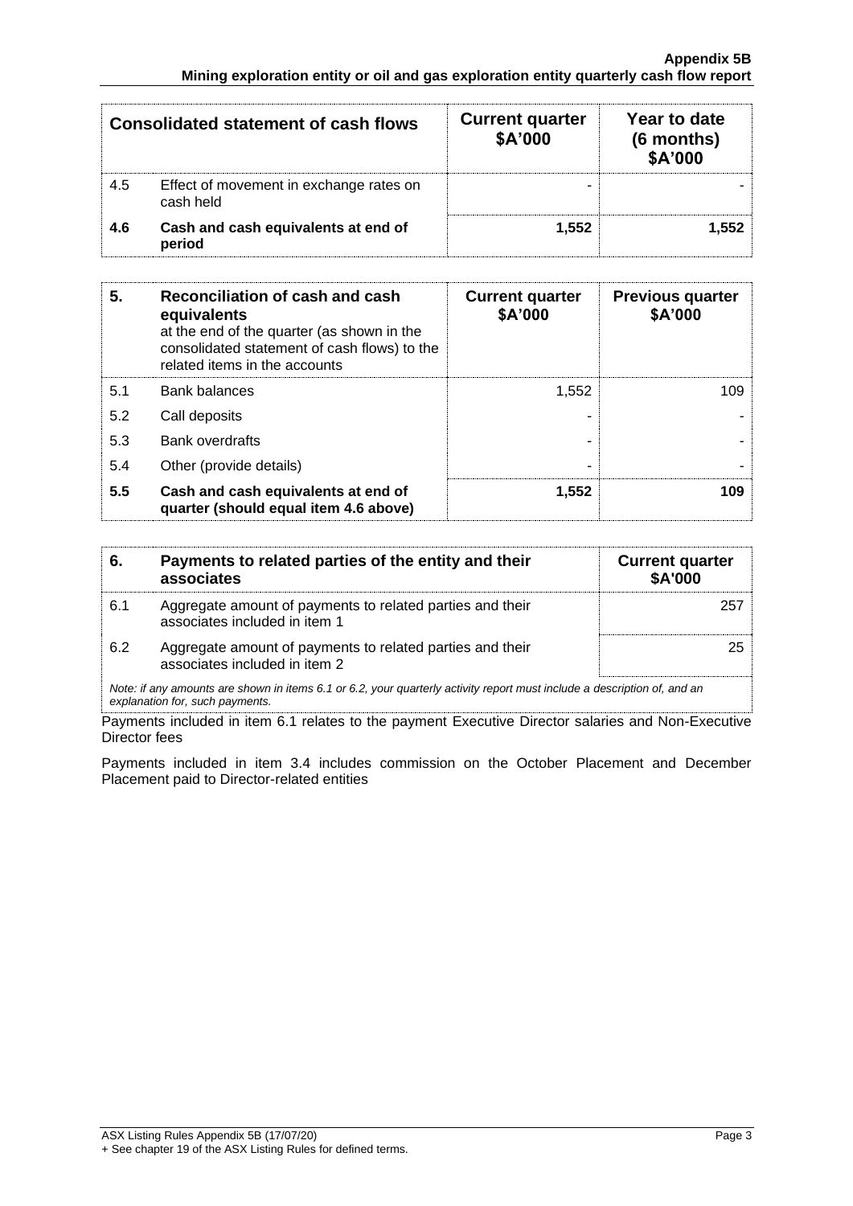| Consolidated statement of cash flows | | Current quarter $A'000 | Year to date (6 months) $A'000 |
|---|---|---|---|
| 4.5 | Effect of movement in exchange rates on cash held | - | - |
| **4.6** | **Cash and cash equivalents at end of period** | **1,552** | **1,552** |

| 5. | Reconciliation of cash and cash equivalents at the end of the quarter (as shown in the consolidated statement of cash flows) to the related items in the accounts | Current quarter $A'000 | Previous quarter $A'000 |
|---|---|---|---|
| 5.1 | Bank balances | 1,552 | 109 |
| 5.2 | Call deposits | - | - |
| 5.3 | Bank overdrafts | - | - |
| 5.4 | Other (provide details) | - | - |
| **5.5** | **Cash and cash equivalents at end of quarter (should equal item 4.6 above)** | **1,552** | **109** |

| 6. | Payments to related parties of the entity and their associates | Current quarter $A'000 |
|---|---|---|
| 6.1 | Aggregate amount of payments to related parties and their associates included in item 1 | 257 |
| 6.2 | Aggregate amount of payments to related parties and their associates included in item 2 | 25 |

*Note: if any amounts are shown in items 6.1 or 6.2, your quarterly activity report must include a description of, and an explanation for, such payments.*

Payments included in item 6.1 relates to the payment Executive Director salaries and Non-Executive Director fees

Payments included in item 3.4 includes commission on the October Placement and December Placement paid to Director-related entities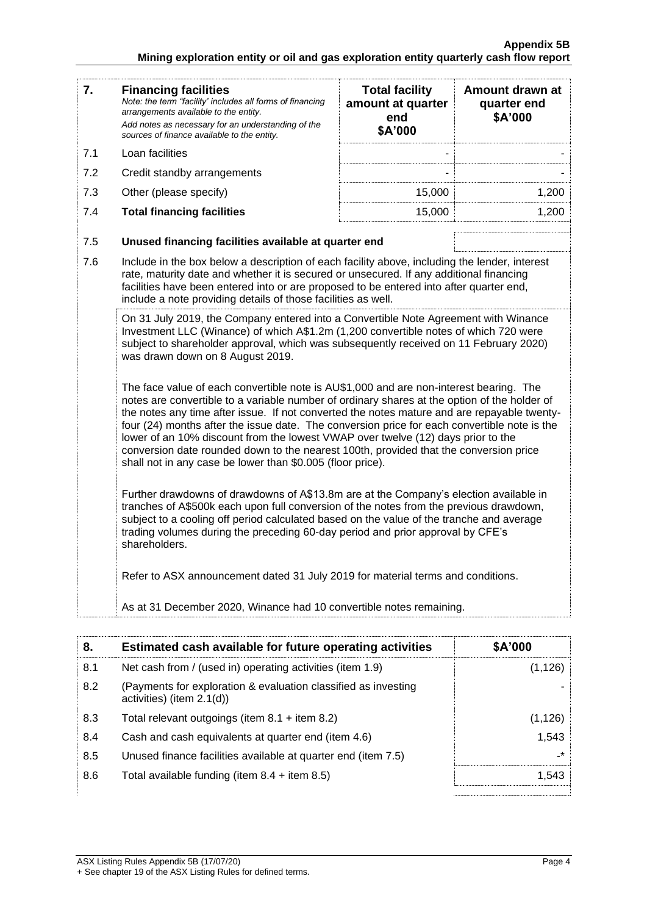| 7. | **Financing facilities**<br>*Note: the term "facility' includes all forms of financing arrangements available to the entity.*<br>*Add notes as necessary for an understanding of the sources of finance available to the entity.* | **Total facility amount at quarter end**<br>**\$A'000** | **Amount drawn at quarter end**<br>**\$A'000** |
|---|---|---|---|
| 7.1 | Loan facilities | - | - |
| 7.2 | Credit standby arrangements | - | - |
| 7.3 | Other (please specify) | 15,000 | 1,200 |
| 7.4 | **Total financing facilities** | 15,000 | 1,200 |
| 7.5 | **Unused financing facilities available at quarter end** | | |
| 7.6 | Include in the box below a description of each facility above, including the lender, interest rate, maturity date and whether it is secured or unsecured. If any additional financing facilities have been entered into or are proposed to be entered into after quarter end, include a note providing details of those facilities as well. | | |

On 31 July 2019, the Company entered into a Convertible Note Agreement with Winance Investment LLC (Winance) of which A$1.2m (1,200 convertible notes of which 720 were subject to shareholder approval, which was subsequently received on 11 February 2020) was drawn down on 8 August 2019.

The face value of each convertible note is AU$1,000 and are non-interest bearing. The notes are convertible to a variable number of ordinary shares at the option of the holder of the notes any time after issue. If not converted the notes mature and are repayable twenty-four (24) months after the issue date. The conversion price for each convertible note is the lower of an 10% discount from the lowest VWAP over twelve (12) days prior to the conversion date rounded down to the nearest 100th, provided that the conversion price shall not in any case be lower than $0.005 (floor price).

Further drawdowns of drawdowns of A$13.8m are at the Company's election available in tranches of A$500k each upon full conversion of the notes from the previous drawdown, subject to a cooling off period calculated based on the value of the tranche and average trading volumes during the preceding 60-day period and prior approval by CFE's shareholders.

Refer to ASX announcement dated 31 July 2019 for material terms and conditions.

As at 31 December 2020, Winance had 10 convertible notes remaining.

| 8. | **Estimated cash available for future operating activities** | **\$A'000** |
|---|---|---|
| 8.1 | Net cash from / (used in) operating activities (item 1.9) | (1,126) |
| 8.2 | (Payments for exploration & evaluation classified as investing activities) (item 2.1(d)) | - |
| 8.3 | Total relevant outgoings (item 8.1 + item 8.2) | (1,126) |
| 8.4 | Cash and cash equivalents at quarter end (item 4.6) | 1,543 |
| 8.5 | Unused finance facilities available at quarter end (item 7.5) | -* |
| 8.6 | Total available funding (item 8.4 + item 8.5) | 1,543 |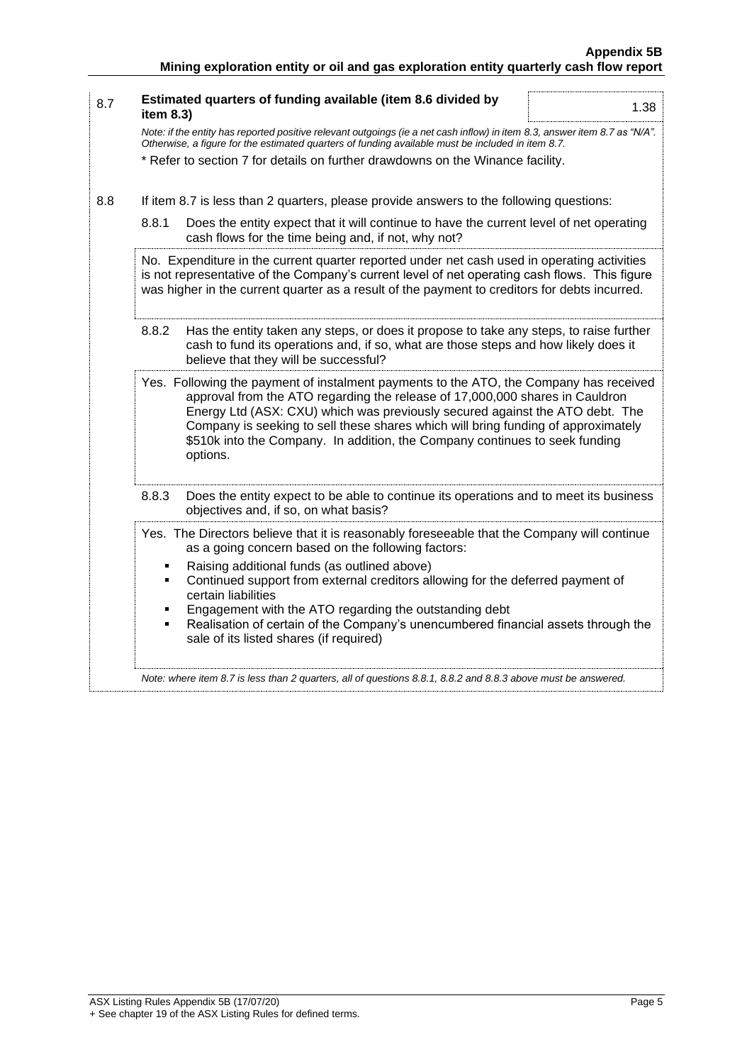| | | |
|---|---|---|
| 8.7 | **Estimated quarters of funding available (item 8.6 divided by item 8.3)** | 1.38 |

*Note: if the entity has reported positive relevant outgoings (ie a net cash inflow) in item 8.3, answer item 8.7 as "N/A". Otherwise, a figure for the estimated quarters of funding available must be included in item 8.7.*

* Refer to section 7 for details on further drawdowns on the Winance facility.

8.8 If item 8.7 is less than 2 quarters, please provide answers to the following questions:

8.8.1 Does the entity expect that it will continue to have the current level of net operating cash flows for the time being and, if not, why not?

No. Expenditure in the current quarter reported under net cash used in operating activities is not representative of the Company's current level of net operating cash flows. This figure was higher in the current quarter as a result of the payment to creditors for debts incurred.

8.8.2 Has the entity taken any steps, or does it propose to take any steps, to raise further cash to fund its operations and, if so, what are those steps and how likely does it believe that they will be successful?

Yes. Following the payment of instalment payments to the ATO, the Company has received approval from the ATO regarding the release of 17,000,000 shares in Cauldron Energy Ltd (ASX: CXU) which was previously secured against the ATO debt. The Company is seeking to sell these shares which will bring funding of approximately $510k into the Company. In addition, the Company continues to seek funding options.

8.8.3 Does the entity expect to be able to continue its operations and to meet its business objectives and, if so, on what basis?

Yes. The Directors believe that it is reasonably foreseeable that the Company will continue as a going concern based on the following factors:

- Raising additional funds (as outlined above)
- Continued support from external creditors allowing for the deferred payment of certain liabilities
- Engagement with the ATO regarding the outstanding debt
- Realisation of certain of the Company's unencumbered financial assets through the sale of its listed shares (if required)

*Note: where item 8.7 is less than 2 quarters, all of questions 8.8.1, 8.8.2 and 8.8.3 above must be answered.*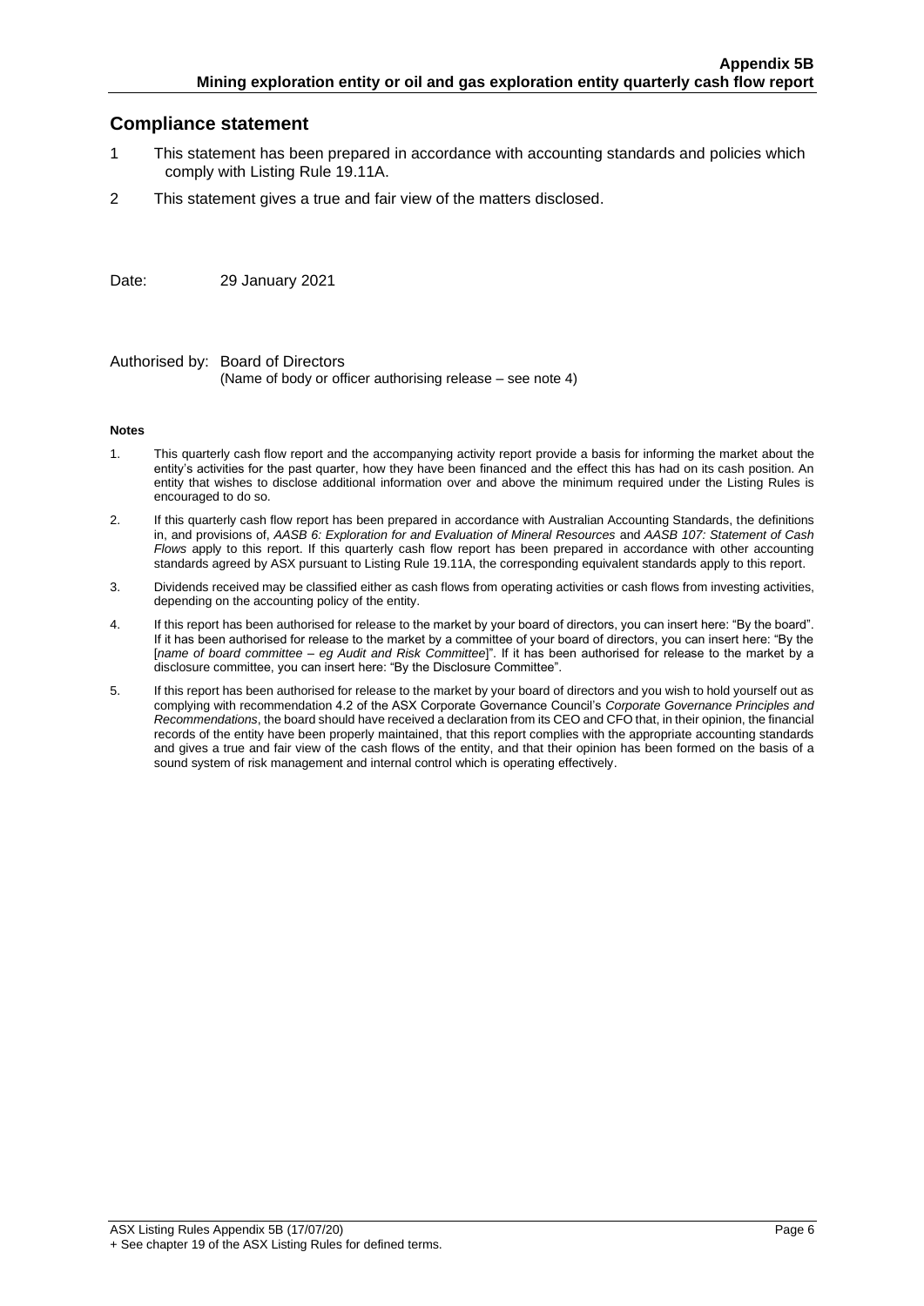## Compliance statement

1 This statement has been prepared in accordance with accounting standards and policies which comply with Listing Rule 19.11A.

2 This statement gives a true and fair view of the matters disclosed.

Date: 29 January 2021

Authorised by: Board of Directors
(Name of body or officer authorising release – see note 4)

**Notes**

1. This quarterly cash flow report and the accompanying activity report provide a basis for informing the market about the entity's activities for the past quarter, how they have been financed and the effect this has had on its cash position. An entity that wishes to disclose additional information over and above the minimum required under the Listing Rules is encouraged to do so.
2. If this quarterly cash flow report has been prepared in accordance with Australian Accounting Standards, the definitions in, and provisions of, *AASB 6: Exploration for and Evaluation of Mineral Resources* and *AASB 107: Statement of Cash Flows* apply to this report. If this quarterly cash flow report has been prepared in accordance with other accounting standards agreed by ASX pursuant to Listing Rule 19.11A, the corresponding equivalent standards apply to this report.
3. Dividends received may be classified either as cash flows from operating activities or cash flows from investing activities, depending on the accounting policy of the entity.
4. If this report has been authorised for release to the market by your board of directors, you can insert here: "By the board". If it has been authorised for release to the market by a committee of your board of directors, you can insert here: "By the [*name of board committee – eg Audit and Risk Committee*]". If it has been authorised for release to the market by a disclosure committee, you can insert here: "By the Disclosure Committee".
5. If this report has been authorised for release to the market by your board of directors and you wish to hold yourself out as complying with recommendation 4.2 of the ASX Corporate Governance Council's *Corporate Governance Principles and Recommendations*, the board should have received a declaration from its CEO and CFO that, in their opinion, the financial records of the entity have been properly maintained, that this report complies with the appropriate accounting standards and gives a true and fair view of the cash flows of the entity, and that their opinion has been formed on the basis of a sound system of risk management and internal control which is operating effectively.